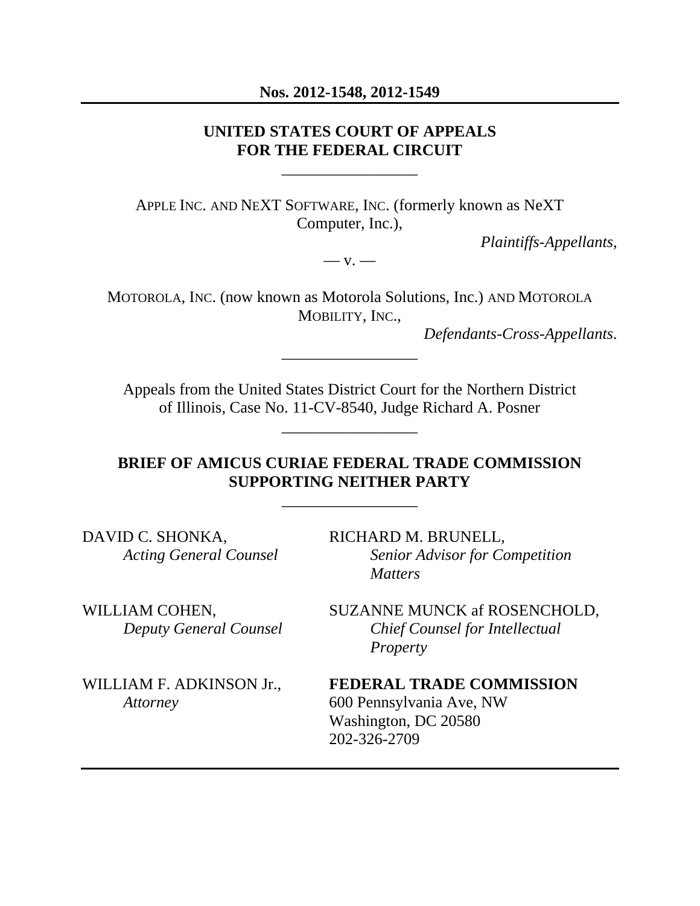**Nos. 2012-1548, 2012-1549**

---

**UNITED STATES COURT OF APPEALS**
**FOR THE FEDERAL CIRCUIT**

---

APPLE INC. AND NEXT SOFTWARE, INC. (formerly known as NeXT Computer, Inc.),

*Plaintiffs-Appellants*,

— v. —

MOTOROLA, INC. (now known as Motorola Solutions, Inc.) AND MOTOROLA MOBILITY, INC.,

*Defendants-Cross-Appellants*.

---

Appeals from the United States District Court for the Northern District of Illinois, Case No. 11-CV-8540, Judge Richard A. Posner

---

**BRIEF OF AMICUS CURIAE FEDERAL TRADE COMMISSION SUPPORTING NEITHER PARTY**

---

DAVID C. SHONKA,
*Acting General Counsel*

WILLIAM COHEN,
*Deputy General Counsel*

WILLIAM F. ADKINSON Jr.,
*Attorney*

RICHARD M. BRUNELL,
*Senior Advisor for Competition Matters*

SUZANNE MUNCK af ROSENCHOLD,
*Chief Counsel for Intellectual Property*

**FEDERAL TRADE COMMISSION**
600 Pennsylvania Ave, NW
Washington, DC 20580
202-326-2709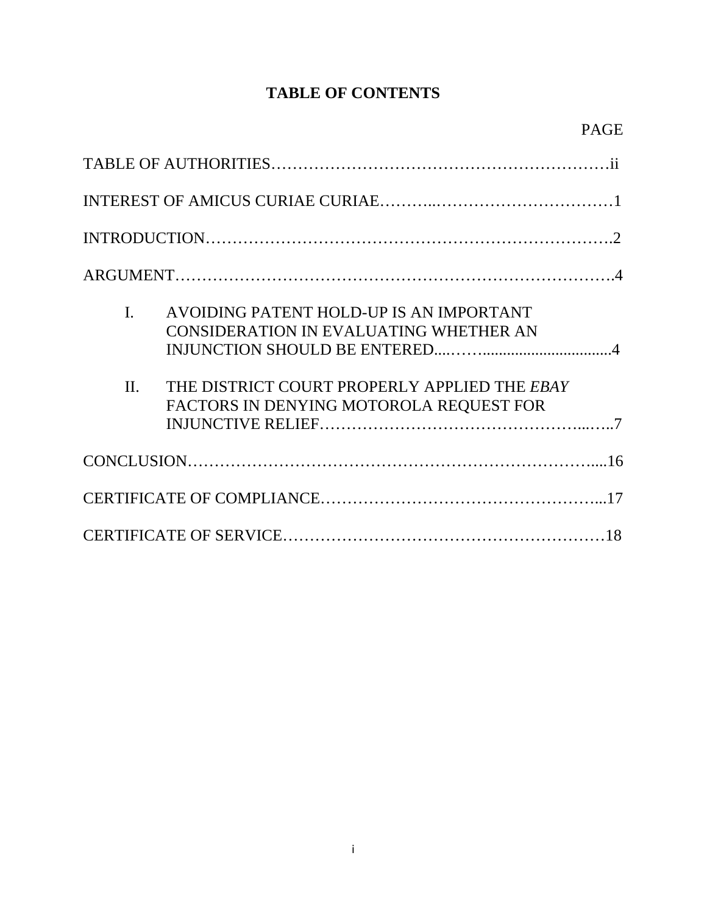# TABLE OF CONTENTS

| | PAGE |
|---|---|
| TABLE OF AUTHORITIES | ii |
| INTEREST OF AMICUS CURIAE CURIAE | 1 |
| INTRODUCTION | 2 |
| ARGUMENT | 4 |
| I. AVOIDING PATENT HOLD-UP IS AN IMPORTANT CONSIDERATION IN EVALUATING WHETHER AN INJUNCTION SHOULD BE ENTERED | 4 |
| II. THE DISTRICT COURT PROPERLY APPLIED THE *EBAY* FACTORS IN DENYING MOTOROLA REQUEST FOR INJUNCTIVE RELIEF | 7 |
| CONCLUSION | 16 |
| CERTIFICATE OF COMPLIANCE | 17 |
| CERTIFICATE OF SERVICE | 18 |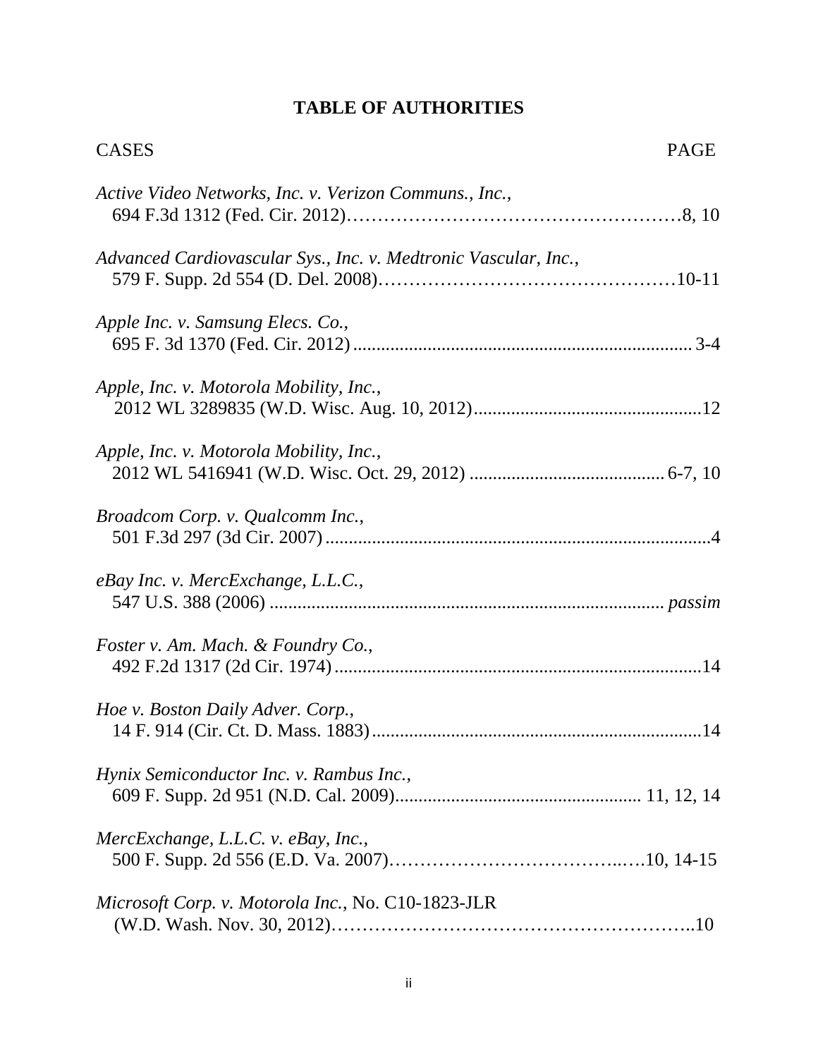# TABLE OF AUTHORITIES

| CASES | PAGE |
|---|---|
| *Active Video Networks, Inc. v. Verizon Communs., Inc.*, 694 F.3d 1312 (Fed. Cir. 2012) | 8, 10 |
| *Advanced Cardiovascular Sys., Inc. v. Medtronic Vascular, Inc.*, 579 F. Supp. 2d 554 (D. Del. 2008) | 10-11 |
| *Apple Inc. v. Samsung Elecs. Co.*, 695 F. 3d 1370 (Fed. Cir. 2012) | 3-4 |
| *Apple, Inc. v. Motorola Mobility, Inc.*, 2012 WL 3289835 (W.D. Wisc. Aug. 10, 2012) | 12 |
| *Apple, Inc. v. Motorola Mobility, Inc.*, 2012 WL 5416941 (W.D. Wisc. Oct. 29, 2012) | 6-7, 10 |
| *Broadcom Corp. v. Qualcomm Inc.*, 501 F.3d 297 (3d Cir. 2007) | 4 |
| *eBay Inc. v. MercExchange, L.L.C.*, 547 U.S. 388 (2006) | *passim* |
| *Foster v. Am. Mach. & Foundry Co.*, 492 F.2d 1317 (2d Cir. 1974) | 14 |
| *Hoe v. Boston Daily Adver. Corp.*, 14 F. 914 (Cir. Ct. D. Mass. 1883) | 14 |
| *Hynix Semiconductor Inc. v. Rambus Inc.*, 609 F. Supp. 2d 951 (N.D. Cal. 2009) | 11, 12, 14 |
| *MercExchange, L.L.C. v. eBay, Inc.*, 500 F. Supp. 2d 556 (E.D. Va. 2007) | 10, 14-15 |
| *Microsoft Corp. v. Motorola Inc.*, No. C10-1823-JLR (W.D. Wash. Nov. 30, 2012) | 10 |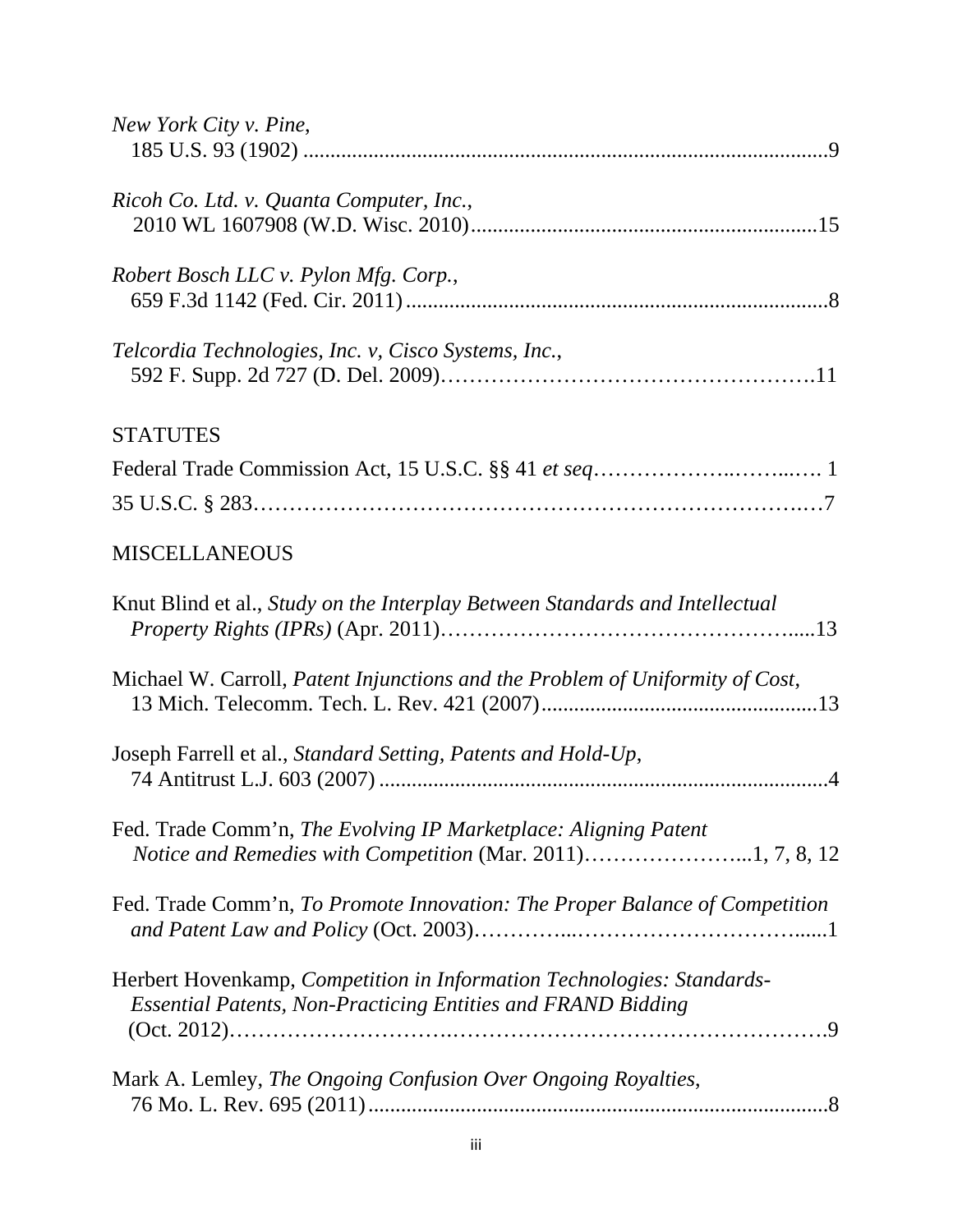*New York City v. Pine*,
185 U.S. 93 (1902) ....................................................................................................9

*Ricoh Co. Ltd. v. Quanta Computer, Inc.*,
2010 WL 1607908 (W.D. Wisc. 2010)...............................................................15

*Robert Bosch LLC v. Pylon Mfg. Corp.*,
659 F.3d 1142 (Fed. Cir. 2011)............................................................................8

*Telcordia Technologies, Inc. v, Cisco Systems, Inc.*,
592 F. Supp. 2d 727 (D. Del. 2009)……………………………………………….11

STATUTES

Federal Trade Commission Act, 15 U.S.C. §§ 41 *et seq*………………..……..…. 1

35 U.S.C. § 283………………………………………………………………….…7

MISCELLANEOUS

Knut Blind et al., *Study on the Interplay Between Standards and Intellectual Property Rights (IPRs)* (Apr. 2011)……………………………………………....13

Michael W. Carroll, *Patent Injunctions and the Problem of Uniformity of Cost*, 13 Mich. Telecomm. Tech. L. Rev. 421 (2007)..................................................13

Joseph Farrell et al., *Standard Setting, Patents and Hold-Up*,
74 Antitrust L.J. 603 (2007) .................................................................................4

Fed. Trade Comm'n, *The Evolving IP Marketplace: Aligning Patent Notice and Remedies with Competition* (Mar. 2011)…………………...1, 7, 8, 12

Fed. Trade Comm'n, *To Promote Innovation: The Proper Balance of Competition and Patent Law and Policy* (Oct. 2003)…………...…………………………......1

Herbert Hovenkamp, *Competition in Information Technologies: Standards-Essential Patents, Non-Practicing Entities and FRAND Bidding* (Oct. 2012)……………………….……………………………………………….9

Mark A. Lemley, *The Ongoing Confusion Over Ongoing Royalties*,
76 Mo. L. Rev. 695 (2011)...................................................................................8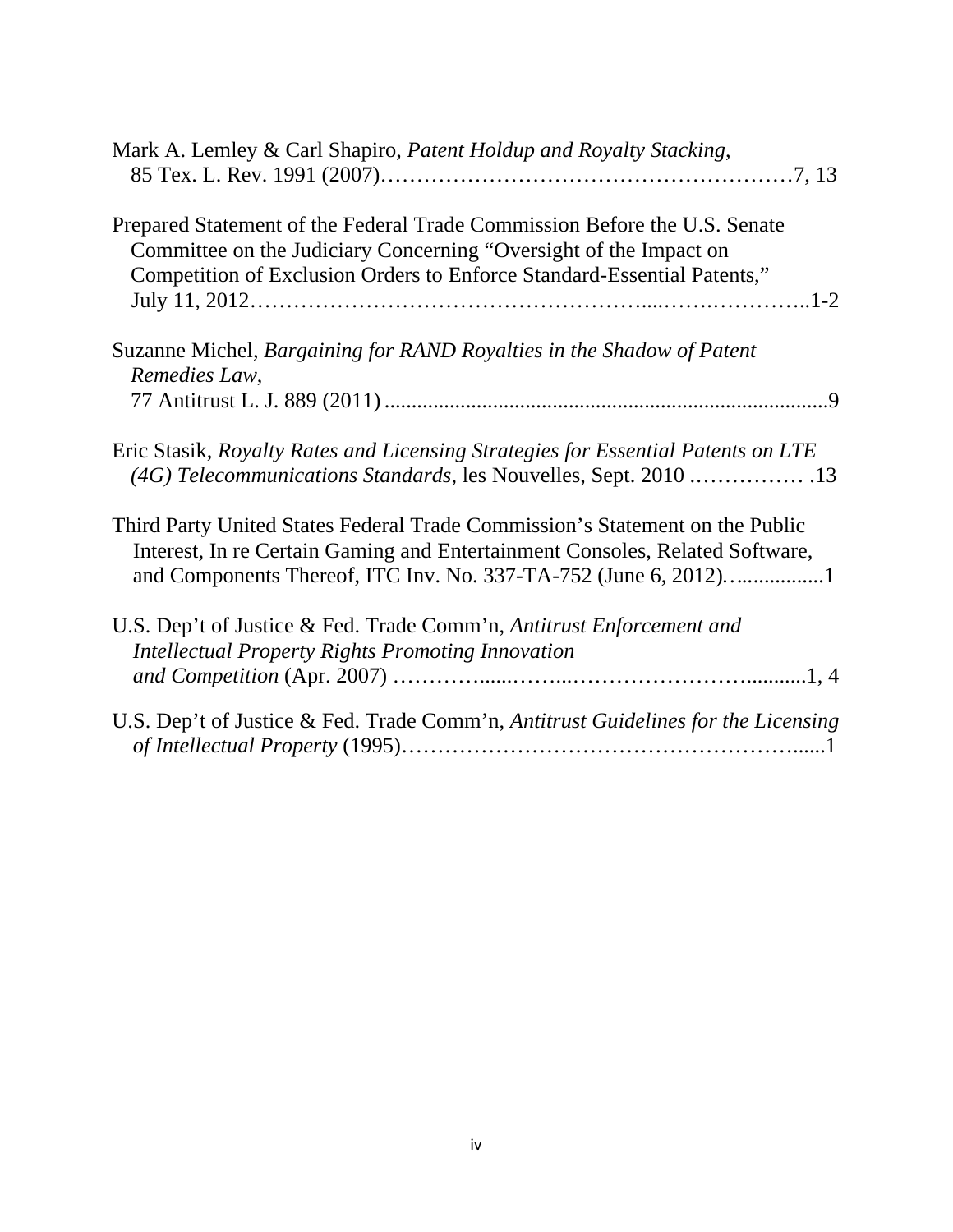Mark A. Lemley & Carl Shapiro, *Patent Holdup and Royalty Stacking*, 85 Tex. L. Rev. 1991 (2007)………………………………………………7, 13

Prepared Statement of the Federal Trade Commission Before the U.S. Senate Committee on the Judiciary Concerning "Oversight of the Impact on Competition of Exclusion Orders to Enforce Standard-Essential Patents," July 11, 2012……………………………………………....…….………..1-2

Suzanne Michel, *Bargaining for RAND Royalties in the Shadow of Patent Remedies Law*, 77 Antitrust L. J. 889 (2011) ................................................................................9

Eric Stasik, *Royalty Rates and Licensing Strategies for Essential Patents on LTE (4G) Telecommunications Standards*, les Nouvelles, Sept. 2010 ……………. .13

Third Party United States Federal Trade Commission's Statement on the Public Interest, In re Certain Gaming and Entertainment Consoles, Related Software, and Components Thereof, ITC Inv. No. 337-TA-752 (June 6, 2012)…..............1

U.S. Dep't of Justice & Fed. Trade Comm'n, *Antitrust Enforcement and Intellectual Property Rights Promoting Innovation and Competition* (Apr. 2007) …………......……...…………………...........1, 4

U.S. Dep't of Justice & Fed. Trade Comm'n, *Antitrust Guidelines for the Licensing of Intellectual Property* (1995)……………………………………………......1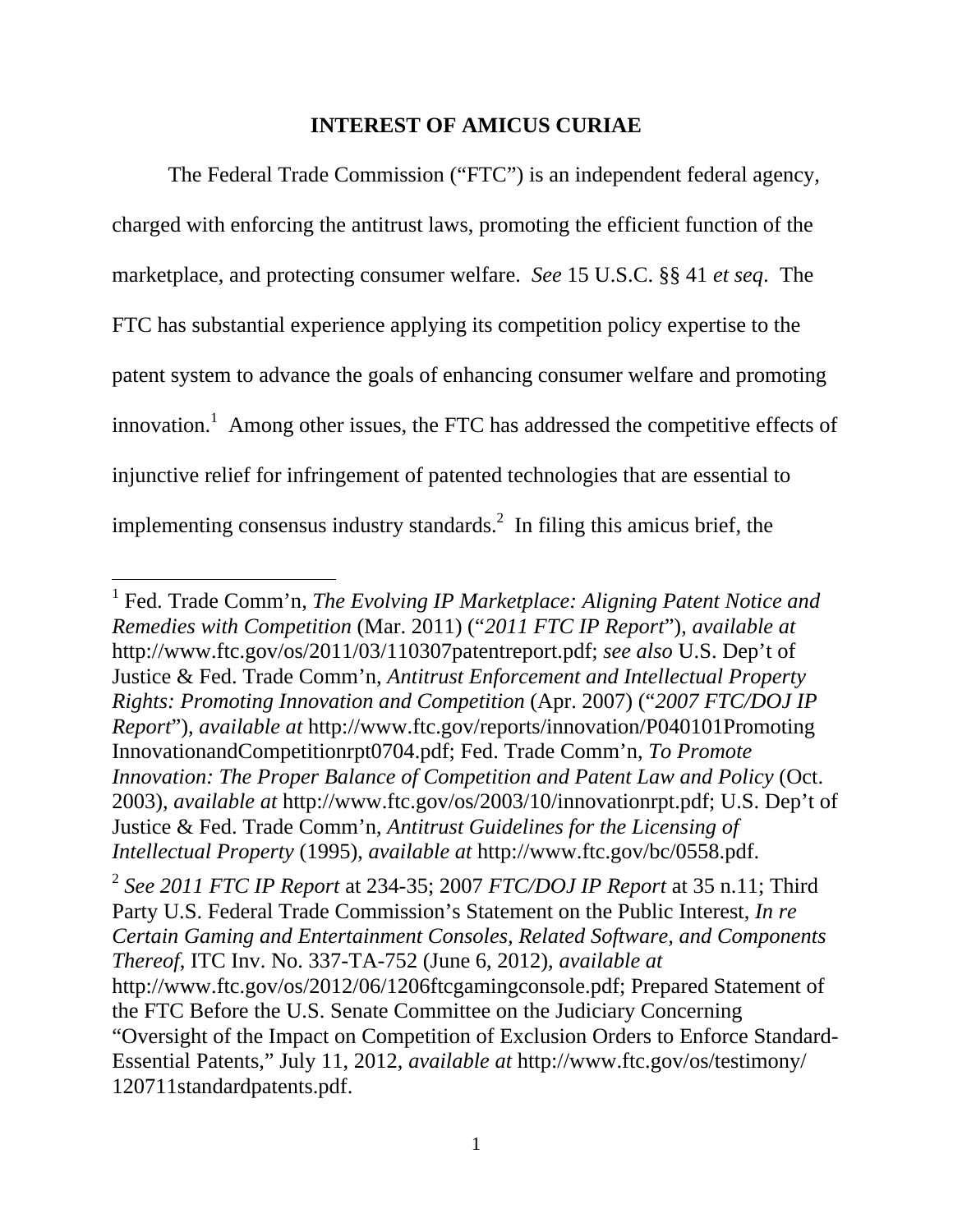## INTEREST OF AMICUS CURIAE

The Federal Trade Commission ("FTC") is an independent federal agency, charged with enforcing the antitrust laws, promoting the efficient function of the marketplace, and protecting consumer welfare. *See* 15 U.S.C. §§ 41 *et seq*. The FTC has substantial experience applying its competition policy expertise to the patent system to advance the goals of enhancing consumer welfare and promoting innovation.[1] Among other issues, the FTC has addressed the competitive effects of injunctive relief for infringement of patented technologies that are essential to implementing consensus industry standards.[2] In filing this amicus brief, the

---

[1] Fed. Trade Comm'n, *The Evolving IP Marketplace: Aligning Patent Notice and Remedies with Competition* (Mar. 2011) ("*2011 FTC IP Report*"), *available at* http://www.ftc.gov/os/2011/03/110307patentreport.pdf; *see also* U.S. Dep't of Justice & Fed. Trade Comm'n, *Antitrust Enforcement and Intellectual Property Rights: Promoting Innovation and Competition* (Apr. 2007) ("*2007 FTC/DOJ IP Report*"), *available at* http://www.ftc.gov/reports/innovation/P040101PromotingInnovationandCompetitionrpt0704.pdf; Fed. Trade Comm'n, *To Promote Innovation: The Proper Balance of Competition and Patent Law and Policy* (Oct. 2003), *available at* http://www.ftc.gov/os/2003/10/innovationrpt.pdf; U.S. Dep't of Justice & Fed. Trade Comm'n, *Antitrust Guidelines for the Licensing of Intellectual Property* (1995), *available at* http://www.ftc.gov/bc/0558.pdf.

[2] *See 2011 FTC IP Report* at 234-35; 2007 *FTC/DOJ IP Report* at 35 n.11; Third Party U.S. Federal Trade Commission's Statement on the Public Interest, *In re Certain Gaming and Entertainment Consoles, Related Software, and Components Thereof*, ITC Inv. No. 337-TA-752 (June 6, 2012), *available at* http://www.ftc.gov/os/2012/06/1206ftcgamingconsole.pdf; Prepared Statement of the FTC Before the U.S. Senate Committee on the Judiciary Concerning "Oversight of the Impact on Competition of Exclusion Orders to Enforce Standard-Essential Patents," July 11, 2012, *available at* http://www.ftc.gov/os/testimony/120711standardpatents.pdf.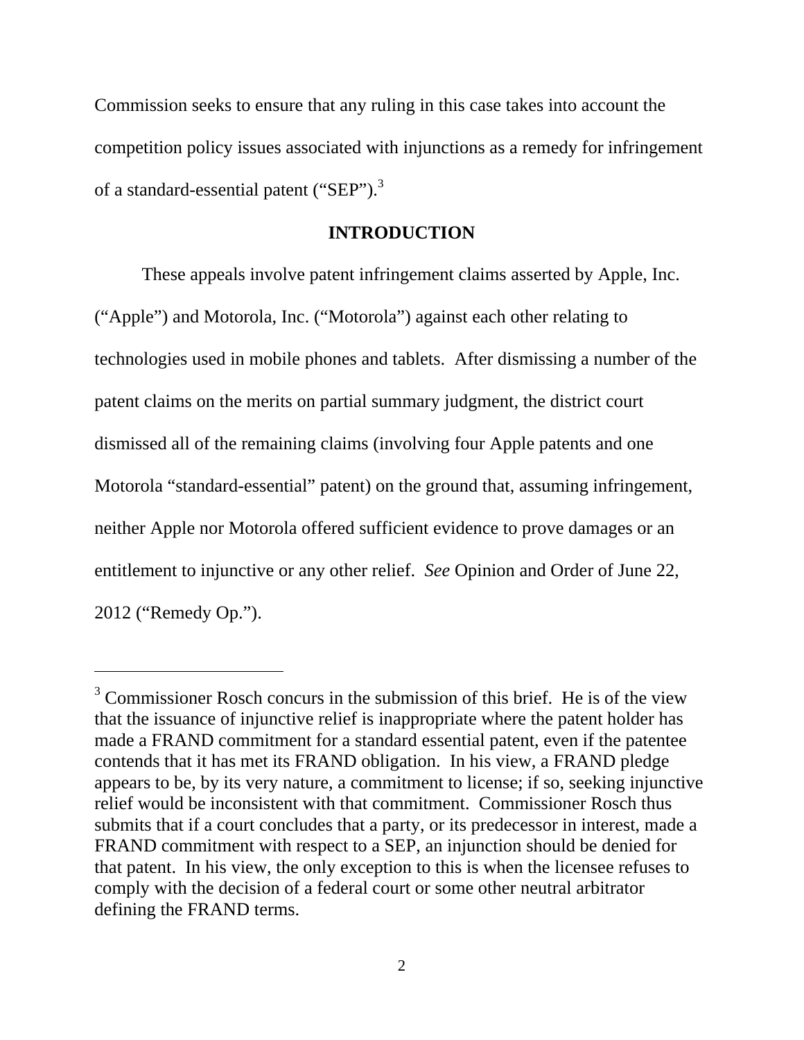Commission seeks to ensure that any ruling in this case takes into account the competition policy issues associated with injunctions as a remedy for infringement of a standard-essential patent ("SEP").[3]

## INTRODUCTION

These appeals involve patent infringement claims asserted by Apple, Inc. ("Apple") and Motorola, Inc. ("Motorola") against each other relating to technologies used in mobile phones and tablets. After dismissing a number of the patent claims on the merits on partial summary judgment, the district court dismissed all of the remaining claims (involving four Apple patents and one Motorola "standard-essential" patent) on the ground that, assuming infringement, neither Apple nor Motorola offered sufficient evidence to prove damages or an entitlement to injunctive or any other relief. *See* Opinion and Order of June 22, 2012 ("Remedy Op.").

---

[3] Commissioner Rosch concurs in the submission of this brief. He is of the view that the issuance of injunctive relief is inappropriate where the patent holder has made a FRAND commitment for a standard essential patent, even if the patentee contends that it has met its FRAND obligation. In his view, a FRAND pledge appears to be, by its very nature, a commitment to license; if so, seeking injunctive relief would be inconsistent with that commitment. Commissioner Rosch thus submits that if a court concludes that a party, or its predecessor in interest, made a FRAND commitment with respect to a SEP, an injunction should be denied for that patent. In his view, the only exception to this is when the licensee refuses to comply with the decision of a federal court or some other neutral arbitrator defining the FRAND terms.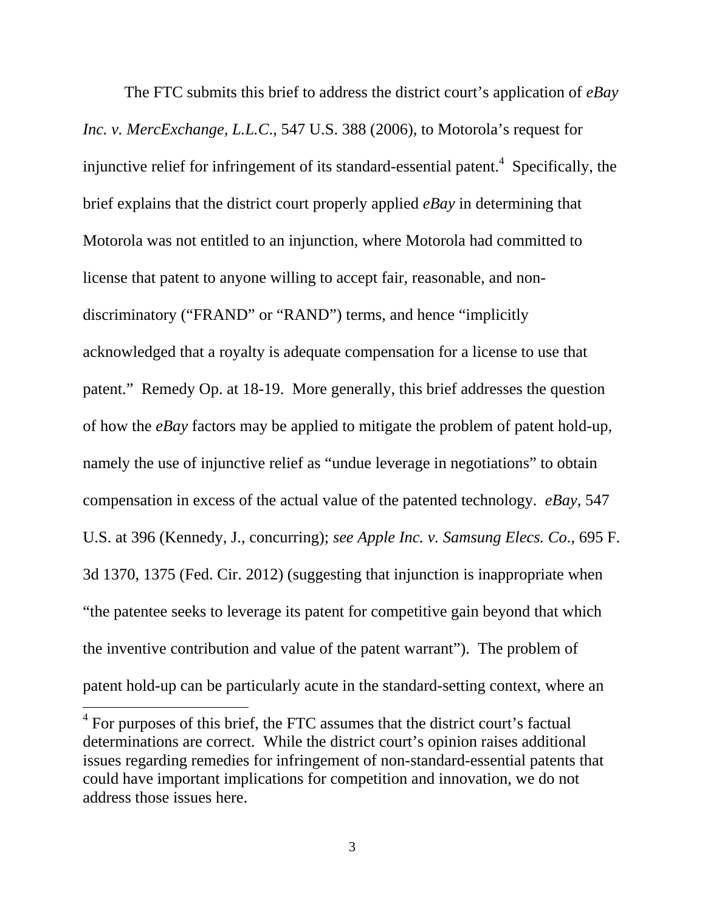The FTC submits this brief to address the district court's application of *eBay Inc. v. MercExchange, L.L.C.*, 547 U.S. 388 (2006), to Motorola's request for injunctive relief for infringement of its standard-essential patent.[4] Specifically, the brief explains that the district court properly applied *eBay* in determining that Motorola was not entitled to an injunction, where Motorola had committed to license that patent to anyone willing to accept fair, reasonable, and non-discriminatory ("FRAND" or "RAND") terms, and hence "implicitly acknowledged that a royalty is adequate compensation for a license to use that patent." Remedy Op. at 18-19. More generally, this brief addresses the question of how the *eBay* factors may be applied to mitigate the problem of patent hold-up, namely the use of injunctive relief as "undue leverage in negotiations" to obtain compensation in excess of the actual value of the patented technology. *eBay*, 547 U.S. at 396 (Kennedy, J., concurring); *see Apple Inc. v. Samsung Elecs. Co*., 695 F. 3d 1370, 1375 (Fed. Cir. 2012) (suggesting that injunction is inappropriate when "the patentee seeks to leverage its patent for competitive gain beyond that which the inventive contribution and value of the patent warrant"). The problem of patent hold-up can be particularly acute in the standard-setting context, where an

[4] For purposes of this brief, the FTC assumes that the district court's factual determinations are correct. While the district court's opinion raises additional issues regarding remedies for infringement of non-standard-essential patents that could have important implications for competition and innovation, we do not address those issues here.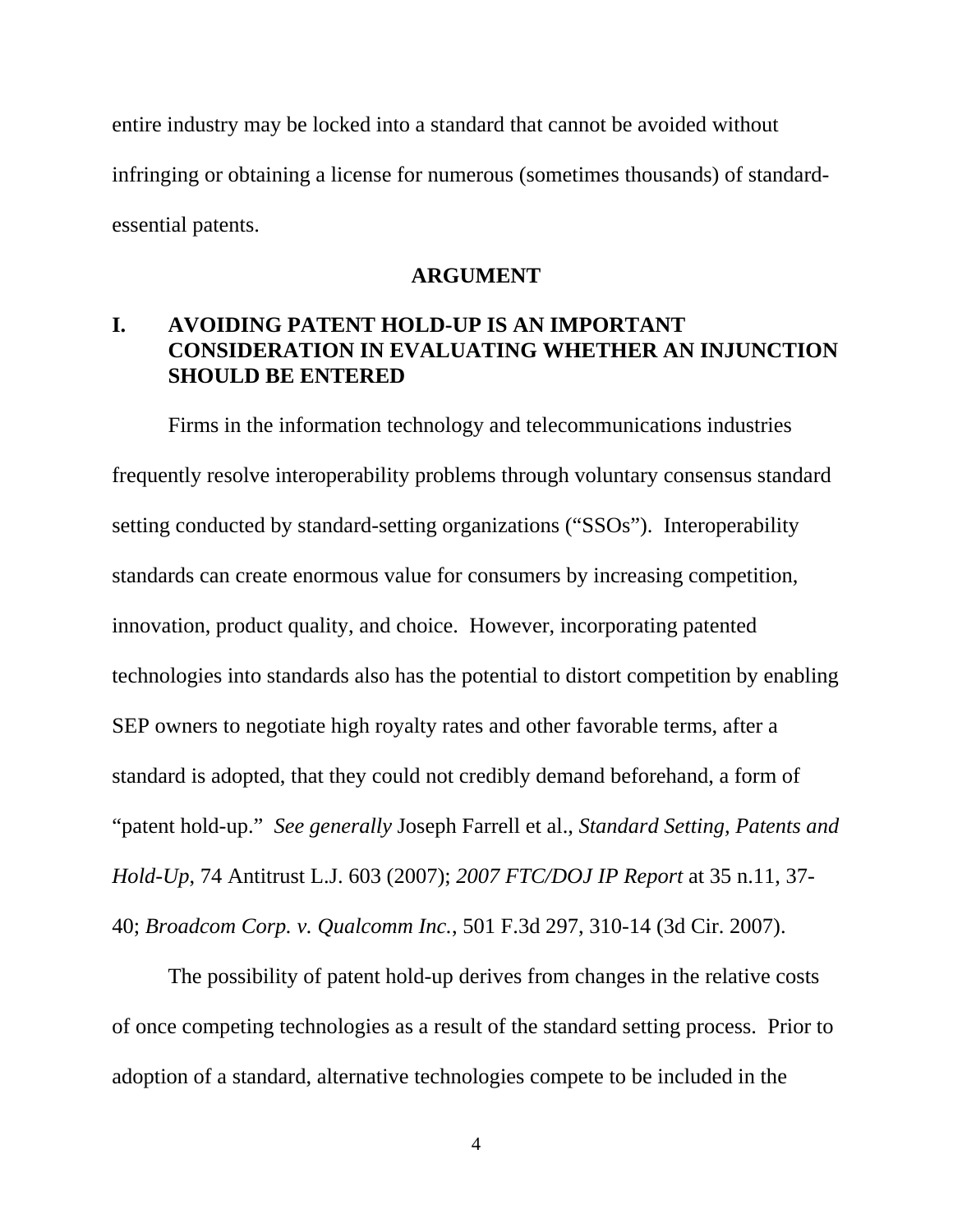entire industry may be locked into a standard that cannot be avoided without infringing or obtaining a license for numerous (sometimes thousands) of standard-essential patents.

## ARGUMENT

### I. AVOIDING PATENT HOLD-UP IS AN IMPORTANT CONSIDERATION IN EVALUATING WHETHER AN INJUNCTION SHOULD BE ENTERED

Firms in the information technology and telecommunications industries frequently resolve interoperability problems through voluntary consensus standard setting conducted by standard-setting organizations ("SSOs"). Interoperability standards can create enormous value for consumers by increasing competition, innovation, product quality, and choice. However, incorporating patented technologies into standards also has the potential to distort competition by enabling SEP owners to negotiate high royalty rates and other favorable terms, after a standard is adopted, that they could not credibly demand beforehand, a form of "patent hold-up." *See generally* Joseph Farrell et al., *Standard Setting, Patents and Hold-Up*, 74 Antitrust L.J. 603 (2007); *2007 FTC/DOJ IP Report* at 35 n.11, 37-40; *Broadcom Corp. v. Qualcomm Inc.*, 501 F.3d 297, 310-14 (3d Cir. 2007).

The possibility of patent hold-up derives from changes in the relative costs of once competing technologies as a result of the standard setting process. Prior to adoption of a standard, alternative technologies compete to be included in the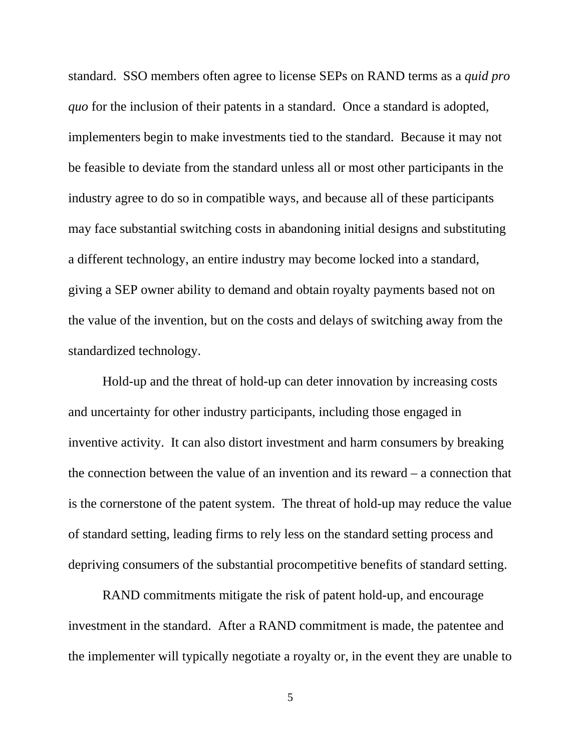standard. SSO members often agree to license SEPs on RAND terms as a *quid pro quo* for the inclusion of their patents in a standard. Once a standard is adopted, implementers begin to make investments tied to the standard. Because it may not be feasible to deviate from the standard unless all or most other participants in the industry agree to do so in compatible ways, and because all of these participants may face substantial switching costs in abandoning initial designs and substituting a different technology, an entire industry may become locked into a standard, giving a SEP owner ability to demand and obtain royalty payments based not on the value of the invention, but on the costs and delays of switching away from the standardized technology.

Hold-up and the threat of hold-up can deter innovation by increasing costs and uncertainty for other industry participants, including those engaged in inventive activity. It can also distort investment and harm consumers by breaking the connection between the value of an invention and its reward – a connection that is the cornerstone of the patent system. The threat of hold-up may reduce the value of standard setting, leading firms to rely less on the standard setting process and depriving consumers of the substantial procompetitive benefits of standard setting.

RAND commitments mitigate the risk of patent hold-up, and encourage investment in the standard. After a RAND commitment is made, the patentee and the implementer will typically negotiate a royalty or, in the event they are unable to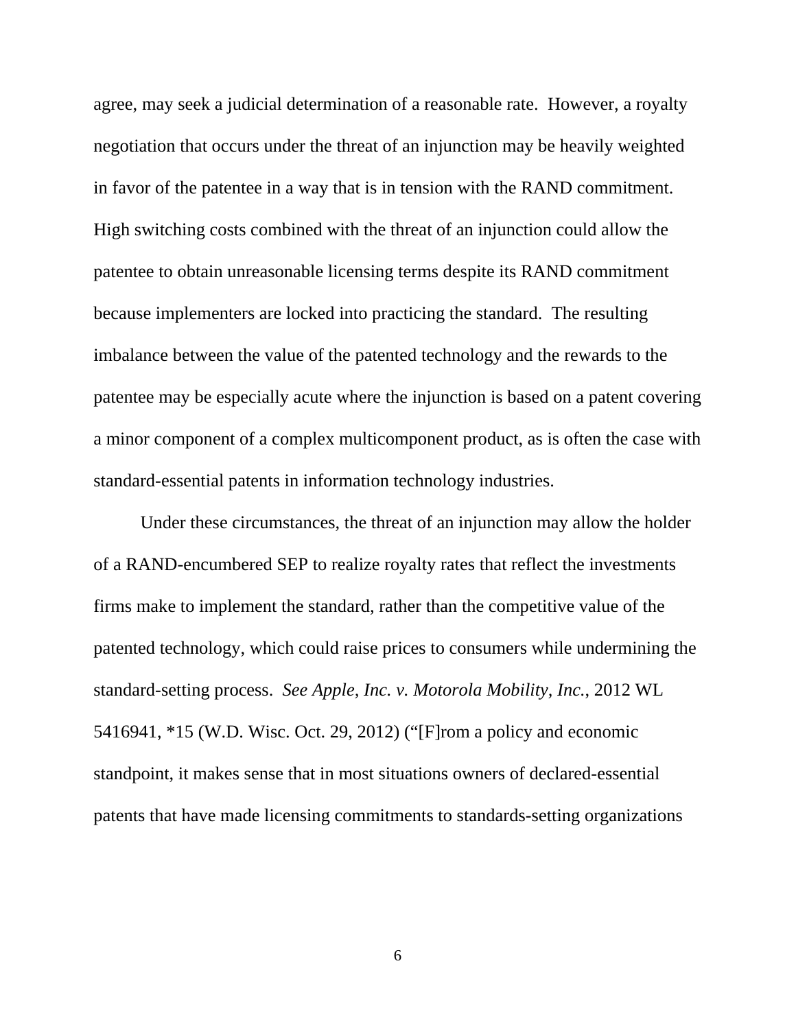agree, may seek a judicial determination of a reasonable rate. However, a royalty negotiation that occurs under the threat of an injunction may be heavily weighted in favor of the patentee in a way that is in tension with the RAND commitment. High switching costs combined with the threat of an injunction could allow the patentee to obtain unreasonable licensing terms despite its RAND commitment because implementers are locked into practicing the standard. The resulting imbalance between the value of the patented technology and the rewards to the patentee may be especially acute where the injunction is based on a patent covering a minor component of a complex multicomponent product, as is often the case with standard-essential patents in information technology industries.

Under these circumstances, the threat of an injunction may allow the holder of a RAND-encumbered SEP to realize royalty rates that reflect the investments firms make to implement the standard, rather than the competitive value of the patented technology, which could raise prices to consumers while undermining the standard-setting process. *See Apple, Inc. v. Motorola Mobility, Inc.*, 2012 WL 5416941, *15 (W.D. Wisc. Oct. 29, 2012) ("[F]rom a policy and economic standpoint, it makes sense that in most situations owners of declared-essential patents that have made licensing commitments to standards-setting organizations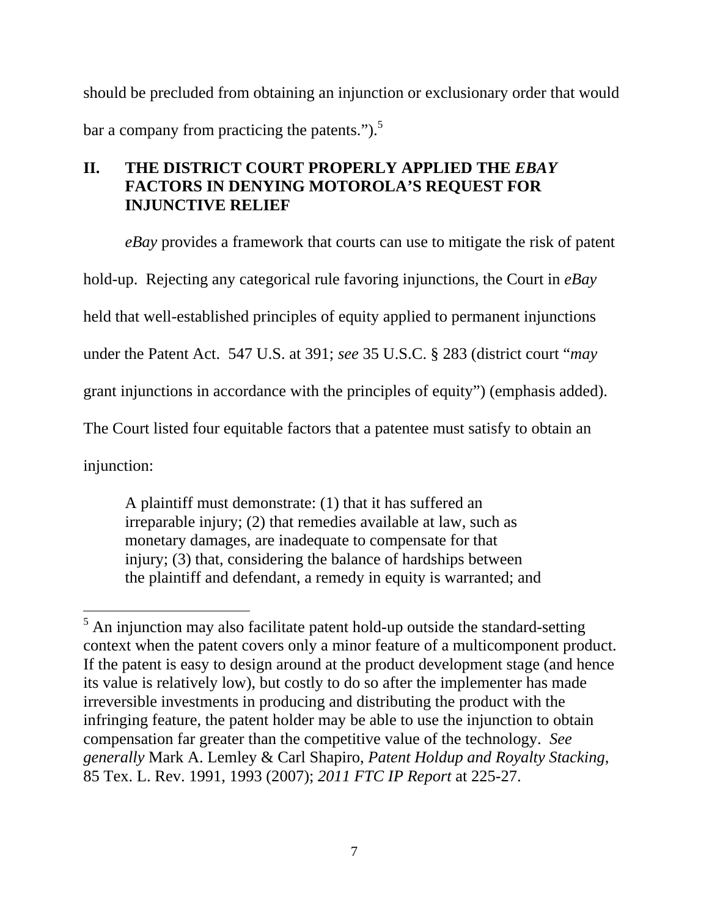should be precluded from obtaining an injunction or exclusionary order that would bar a company from practicing the patents.").[5]

## II. THE DISTRICT COURT PROPERLY APPLIED THE *EBAY* FACTORS IN DENYING MOTOROLA'S REQUEST FOR INJUNCTIVE RELIEF

*eBay* provides a framework that courts can use to mitigate the risk of patent hold-up. Rejecting any categorical rule favoring injunctions, the Court in *eBay* held that well-established principles of equity applied to permanent injunctions under the Patent Act. 547 U.S. at 391; *see* 35 U.S.C. § 283 (district court "*may* grant injunctions in accordance with the principles of equity") (emphasis added). The Court listed four equitable factors that a patentee must satisfy to obtain an injunction:

> A plaintiff must demonstrate: (1) that it has suffered an irreparable injury; (2) that remedies available at law, such as monetary damages, are inadequate to compensate for that injury; (3) that, considering the balance of hardships between the plaintiff and defendant, a remedy in equity is warranted; and

---

[5] An injunction may also facilitate patent hold-up outside the standard-setting context when the patent covers only a minor feature of a multicomponent product. If the patent is easy to design around at the product development stage (and hence its value is relatively low), but costly to do so after the implementer has made irreversible investments in producing and distributing the product with the infringing feature, the patent holder may be able to use the injunction to obtain compensation far greater than the competitive value of the technology. *See generally* Mark A. Lemley & Carl Shapiro, *Patent Holdup and Royalty Stacking*, 85 Tex. L. Rev. 1991, 1993 (2007); *2011 FTC IP Report* at 225-27.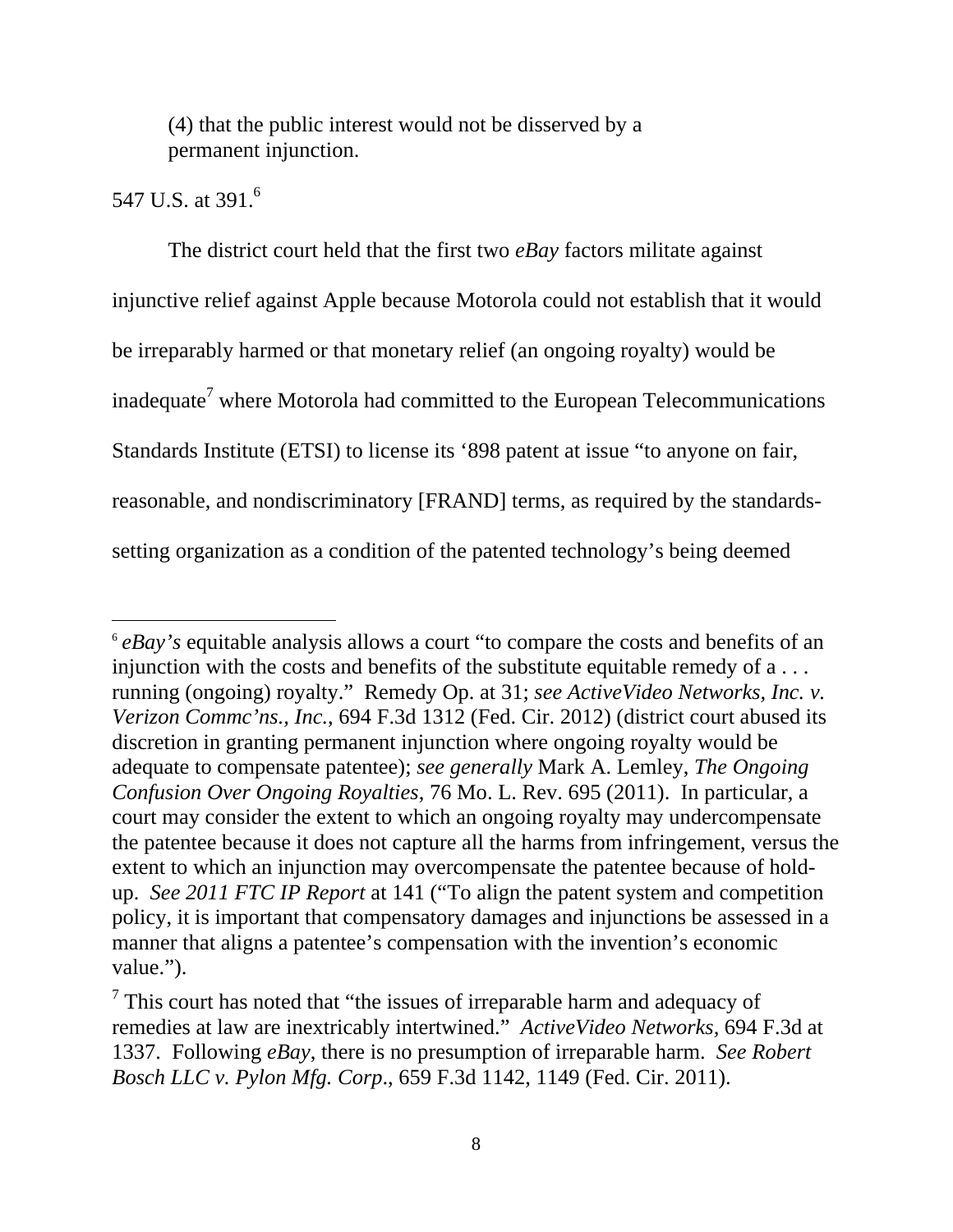(4) that the public interest would not be disserved by a permanent injunction.

547 U.S. at 391.[6]

The district court held that the first two *eBay* factors militate against injunctive relief against Apple because Motorola could not establish that it would be irreparably harmed or that monetary relief (an ongoing royalty) would be inadequate[7] where Motorola had committed to the European Telecommunications Standards Institute (ETSI) to license its '898 patent at issue "to anyone on fair, reasonable, and nondiscriminatory [FRAND] terms, as required by the standards-setting organization as a condition of the patented technology's being deemed

---

[6] *eBay's* equitable analysis allows a court "to compare the costs and benefits of an injunction with the costs and benefits of the substitute equitable remedy of a . . . running (ongoing) royalty." Remedy Op. at 31; *see ActiveVideo Networks, Inc. v. Verizon Commc'ns., Inc.*, 694 F.3d 1312 (Fed. Cir. 2012) (district court abused its discretion in granting permanent injunction where ongoing royalty would be adequate to compensate patentee); *see generally* Mark A. Lemley, *The Ongoing Confusion Over Ongoing Royalties*, 76 Mo. L. Rev. 695 (2011). In particular, a court may consider the extent to which an ongoing royalty may undercompensate the patentee because it does not capture all the harms from infringement, versus the extent to which an injunction may overcompensate the patentee because of hold-up. *See 2011 FTC IP Report* at 141 ("To align the patent system and competition policy, it is important that compensatory damages and injunctions be assessed in a manner that aligns a patentee's compensation with the invention's economic value.").

[7] This court has noted that "the issues of irreparable harm and adequacy of remedies at law are inextricably intertwined." *ActiveVideo Networks*, 694 F.3d at 1337. Following *eBay*, there is no presumption of irreparable harm. *See Robert Bosch LLC v. Pylon Mfg. Corp*., 659 F.3d 1142, 1149 (Fed. Cir. 2011).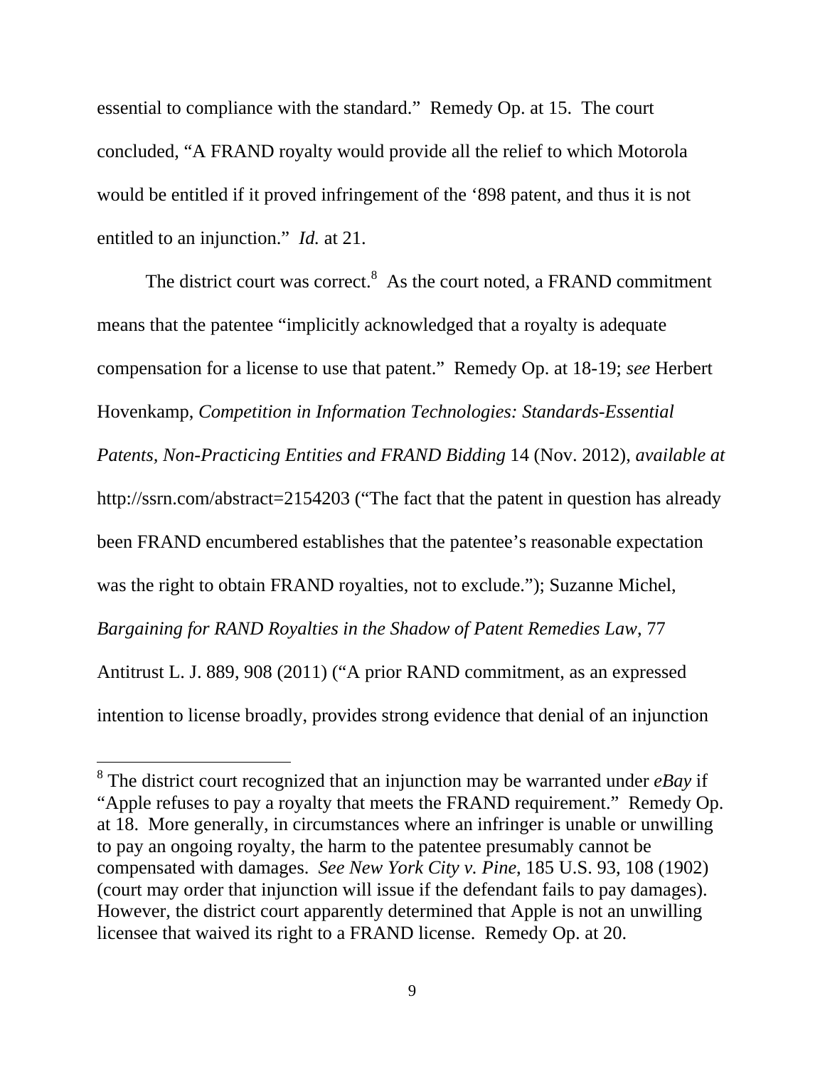essential to compliance with the standard." Remedy Op. at 15. The court concluded, "A FRAND royalty would provide all the relief to which Motorola would be entitled if it proved infringement of the '898 patent, and thus it is not entitled to an injunction." *Id.* at 21.

The district court was correct.[8] As the court noted, a FRAND commitment means that the patentee "implicitly acknowledged that a royalty is adequate compensation for a license to use that patent." Remedy Op. at 18-19; *see* Herbert Hovenkamp, *Competition in Information Technologies: Standards-Essential Patents, Non-Practicing Entities and FRAND Bidding* 14 (Nov. 2012), *available at* http://ssrn.com/abstract=2154203 ("The fact that the patent in question has already been FRAND encumbered establishes that the patentee's reasonable expectation was the right to obtain FRAND royalties, not to exclude."); Suzanne Michel, *Bargaining for RAND Royalties in the Shadow of Patent Remedies Law*, 77 Antitrust L. J. 889, 908 (2011) ("A prior RAND commitment, as an expressed intention to license broadly, provides strong evidence that denial of an injunction

---

[8] The district court recognized that an injunction may be warranted under *eBay* if "Apple refuses to pay a royalty that meets the FRAND requirement." Remedy Op. at 18. More generally, in circumstances where an infringer is unable or unwilling to pay an ongoing royalty, the harm to the patentee presumably cannot be compensated with damages. *See New York City v. Pine*, 185 U.S. 93, 108 (1902) (court may order that injunction will issue if the defendant fails to pay damages). However, the district court apparently determined that Apple is not an unwilling licensee that waived its right to a FRAND license. Remedy Op. at 20.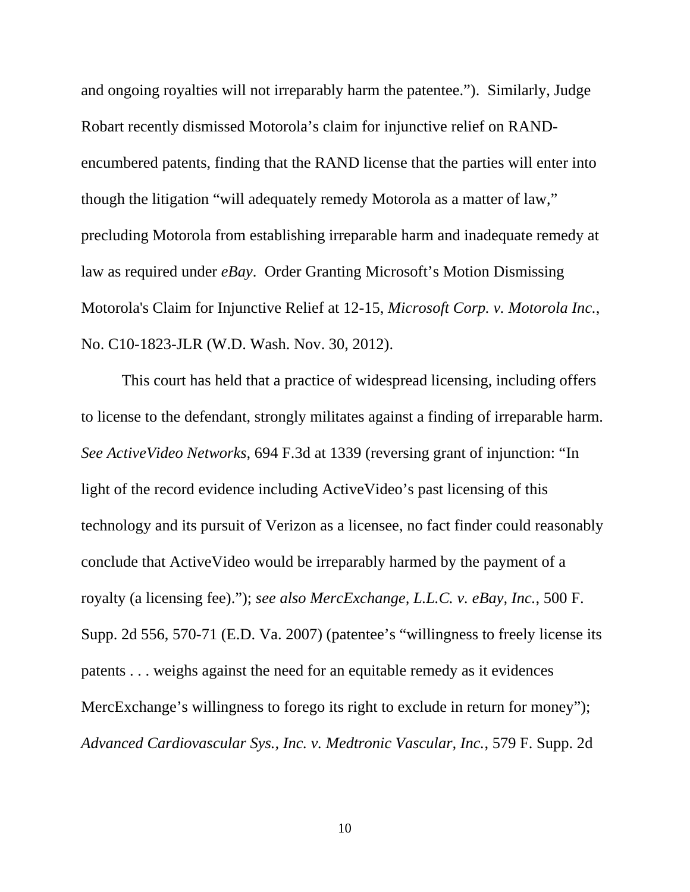and ongoing royalties will not irreparably harm the patentee."). Similarly, Judge Robart recently dismissed Motorola's claim for injunctive relief on RAND-encumbered patents, finding that the RAND license that the parties will enter into though the litigation "will adequately remedy Motorola as a matter of law," precluding Motorola from establishing irreparable harm and inadequate remedy at law as required under *eBay*. Order Granting Microsoft's Motion Dismissing Motorola's Claim for Injunctive Relief at 12-15, *Microsoft Corp. v. Motorola Inc.*, No. C10-1823-JLR (W.D. Wash. Nov. 30, 2012).

This court has held that a practice of widespread licensing, including offers to license to the defendant, strongly militates against a finding of irreparable harm. *See ActiveVideo Networks*, 694 F.3d at 1339 (reversing grant of injunction: "In light of the record evidence including ActiveVideo's past licensing of this technology and its pursuit of Verizon as a licensee, no fact finder could reasonably conclude that ActiveVideo would be irreparably harmed by the payment of a royalty (a licensing fee)."); *see also MercExchange, L.L.C. v. eBay, Inc.*, 500 F. Supp. 2d 556, 570-71 (E.D. Va. 2007) (patentee's "willingness to freely license its patents . . . weighs against the need for an equitable remedy as it evidences MercExchange's willingness to forego its right to exclude in return for money"); *Advanced Cardiovascular Sys., Inc. v. Medtronic Vascular, Inc.*, 579 F. Supp. 2d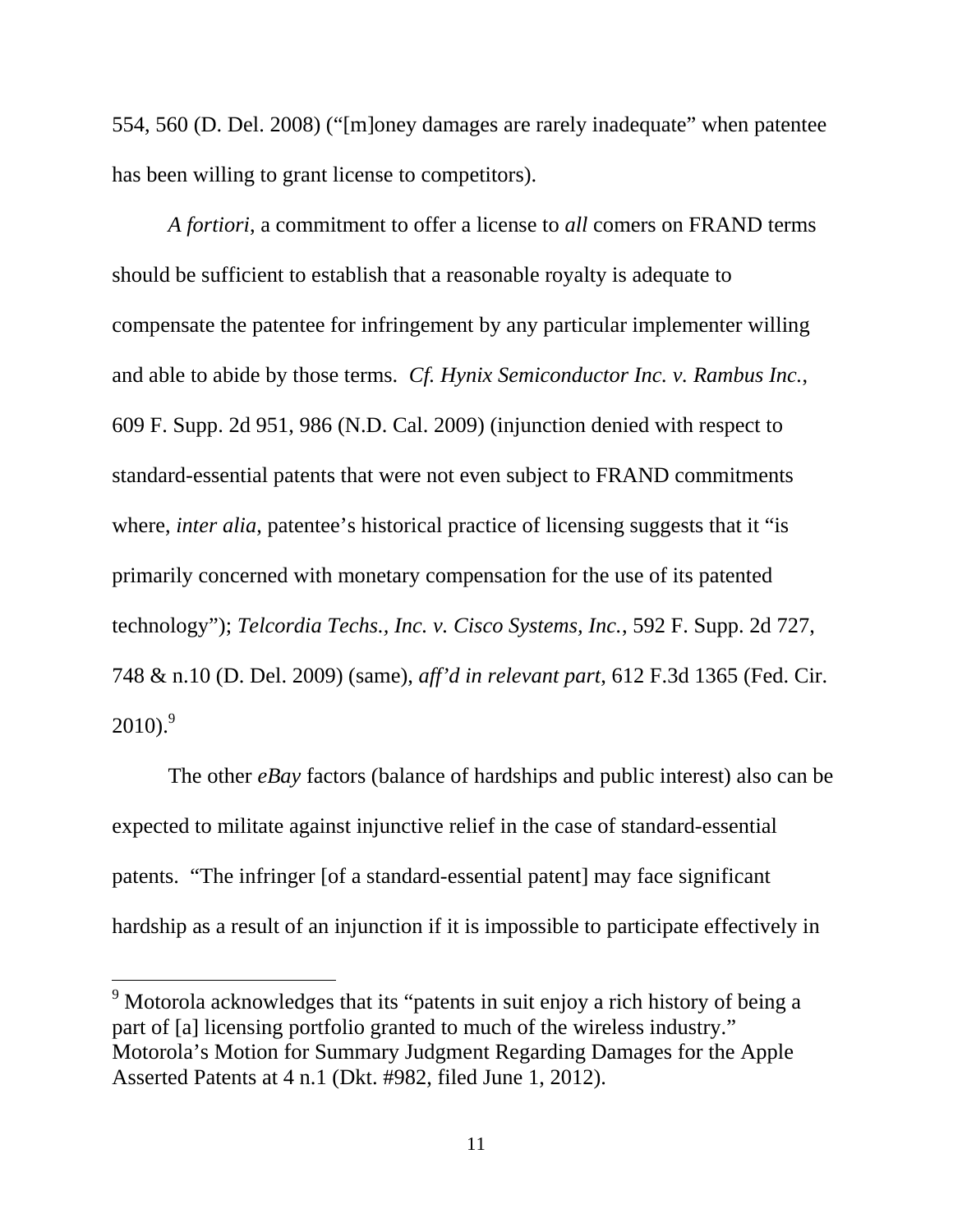554, 560 (D. Del. 2008) ("[m]oney damages are rarely inadequate" when patentee has been willing to grant license to competitors).

*A fortiori*, a commitment to offer a license to *all* comers on FRAND terms should be sufficient to establish that a reasonable royalty is adequate to compensate the patentee for infringement by any particular implementer willing and able to abide by those terms. *Cf. Hynix Semiconductor Inc. v. Rambus Inc.*, 609 F. Supp. 2d 951, 986 (N.D. Cal. 2009) (injunction denied with respect to standard-essential patents that were not even subject to FRAND commitments where, *inter alia*, patentee's historical practice of licensing suggests that it "is primarily concerned with monetary compensation for the use of its patented technology"); *Telcordia Techs., Inc. v. Cisco Systems, Inc.*, 592 F. Supp. 2d 727, 748 & n.10 (D. Del. 2009) (same), *aff'd in relevant part*, 612 F.3d 1365 (Fed. Cir. 2010).[9]

The other *eBay* factors (balance of hardships and public interest) also can be expected to militate against injunctive relief in the case of standard-essential patents. "The infringer [of a standard-essential patent] may face significant hardship as a result of an injunction if it is impossible to participate effectively in

[9] Motorola acknowledges that its "patents in suit enjoy a rich history of being a part of [a] licensing portfolio granted to much of the wireless industry." Motorola's Motion for Summary Judgment Regarding Damages for the Apple Asserted Patents at 4 n.1 (Dkt. #982, filed June 1, 2012).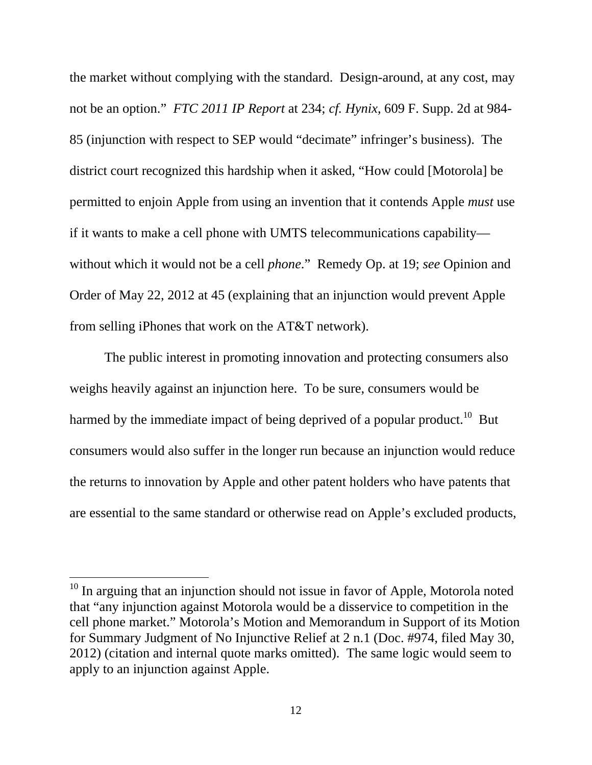the market without complying with the standard. Design-around, at any cost, may not be an option." *FTC 2011 IP Report* at 234; *cf. Hynix*, 609 F. Supp. 2d at 984-85 (injunction with respect to SEP would "decimate" infringer's business). The district court recognized this hardship when it asked, "How could [Motorola] be permitted to enjoin Apple from using an invention that it contends Apple *must* use if it wants to make a cell phone with UMTS telecommunications capability—without which it would not be a cell *phone*." Remedy Op. at 19; *see* Opinion and Order of May 22, 2012 at 45 (explaining that an injunction would prevent Apple from selling iPhones that work on the AT&T network).

The public interest in promoting innovation and protecting consumers also weighs heavily against an injunction here. To be sure, consumers would be harmed by the immediate impact of being deprived of a popular product.[10] But consumers would also suffer in the longer run because an injunction would reduce the returns to innovation by Apple and other patent holders who have patents that are essential to the same standard or otherwise read on Apple's excluded products,

[10] In arguing that an injunction should not issue in favor of Apple, Motorola noted that "any injunction against Motorola would be a disservice to competition in the cell phone market." Motorola's Motion and Memorandum in Support of its Motion for Summary Judgment of No Injunctive Relief at 2 n.1 (Doc. #974, filed May 30, 2012) (citation and internal quote marks omitted). The same logic would seem to apply to an injunction against Apple.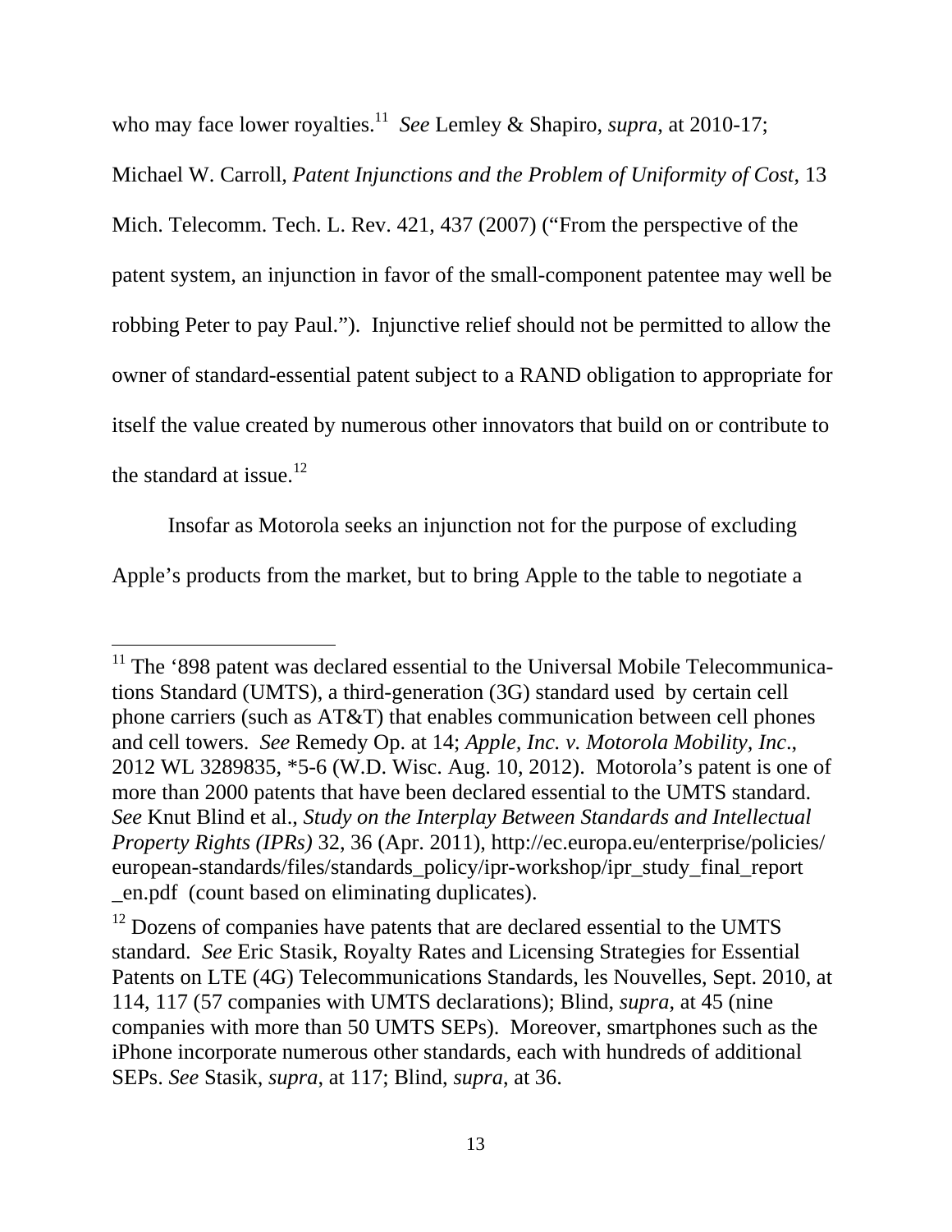who may face lower royalties.[11] *See* Lemley & Shapiro, *supra*, at 2010-17; Michael W. Carroll, *Patent Injunctions and the Problem of Uniformity of Cost*, 13 Mich. Telecomm. Tech. L. Rev. 421, 437 (2007) ("From the perspective of the patent system, an injunction in favor of the small-component patentee may well be robbing Peter to pay Paul."). Injunctive relief should not be permitted to allow the owner of standard-essential patent subject to a RAND obligation to appropriate for itself the value created by numerous other innovators that build on or contribute to the standard at issue.[12]

Insofar as Motorola seeks an injunction not for the purpose of excluding Apple's products from the market, but to bring Apple to the table to negotiate a

---

[11] The '898 patent was declared essential to the Universal Mobile Telecommunications Standard (UMTS), a third-generation (3G) standard used by certain cell phone carriers (such as AT&T) that enables communication between cell phones and cell towers. *See* Remedy Op. at 14; *Apple, Inc. v. Motorola Mobility, Inc*., 2012 WL 3289835, *5-6 (W.D. Wisc. Aug. 10, 2012). Motorola's patent is one of more than 2000 patents that have been declared essential to the UMTS standard. *See* Knut Blind et al., *Study on the Interplay Between Standards and Intellectual Property Rights (IPRs)* 32, 36 (Apr. 2011), http://ec.europa.eu/enterprise/policies/european-standards/files/standards_policy/ipr-workshop/ipr_study_final_report_en.pdf (count based on eliminating duplicates).

[12] Dozens of companies have patents that are declared essential to the UMTS standard. *See* Eric Stasik, Royalty Rates and Licensing Strategies for Essential Patents on LTE (4G) Telecommunications Standards, les Nouvelles, Sept. 2010, at 114, 117 (57 companies with UMTS declarations); Blind, *supra*, at 45 (nine companies with more than 50 UMTS SEPs). Moreover, smartphones such as the iPhone incorporate numerous other standards, each with hundreds of additional SEPs. *See* Stasik, *supra*, at 117; Blind, *supra*, at 36.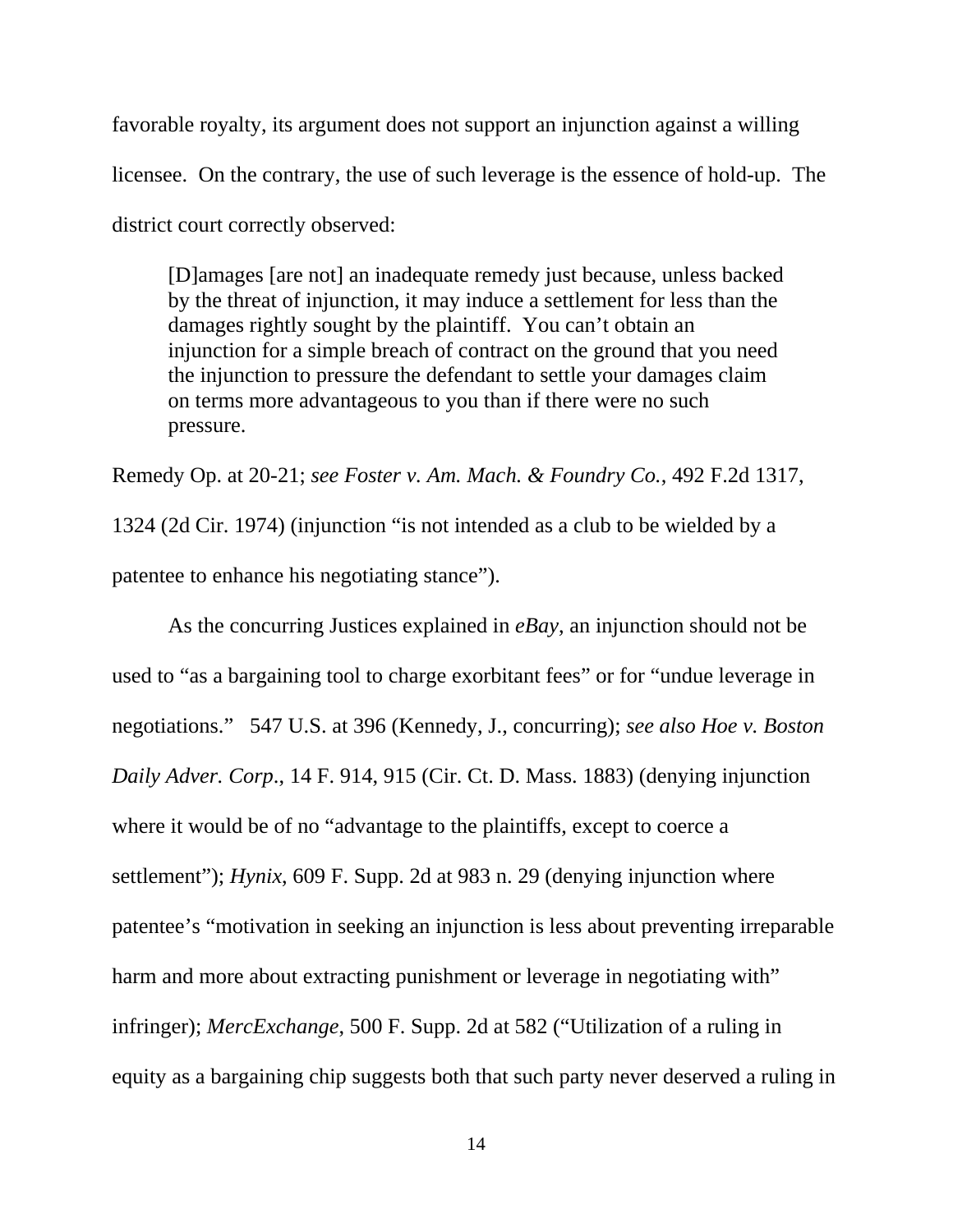favorable royalty, its argument does not support an injunction against a willing licensee. On the contrary, the use of such leverage is the essence of hold-up. The district court correctly observed:

> [D]amages [are not] an inadequate remedy just because, unless backed by the threat of injunction, it may induce a settlement for less than the damages rightly sought by the plaintiff. You can't obtain an injunction for a simple breach of contract on the ground that you need the injunction to pressure the defendant to settle your damages claim on terms more advantageous to you than if there were no such pressure.

Remedy Op. at 20-21; *see Foster v. Am. Mach. & Foundry Co.*, 492 F.2d 1317, 1324 (2d Cir. 1974) (injunction "is not intended as a club to be wielded by a patentee to enhance his negotiating stance").

As the concurring Justices explained in *eBay*, an injunction should not be used to "as a bargaining tool to charge exorbitant fees" or for "undue leverage in negotiations." 547 U.S. at 396 (Kennedy, J., concurring); *see also Hoe v. Boston Daily Adver. Corp*., 14 F. 914, 915 (Cir. Ct. D. Mass. 1883) (denying injunction where it would be of no "advantage to the plaintiffs, except to coerce a settlement"); *Hynix*, 609 F. Supp. 2d at 983 n. 29 (denying injunction where patentee's "motivation in seeking an injunction is less about preventing irreparable harm and more about extracting punishment or leverage in negotiating with" infringer); *MercExchange*, 500 F. Supp. 2d at 582 ("Utilization of a ruling in equity as a bargaining chip suggests both that such party never deserved a ruling in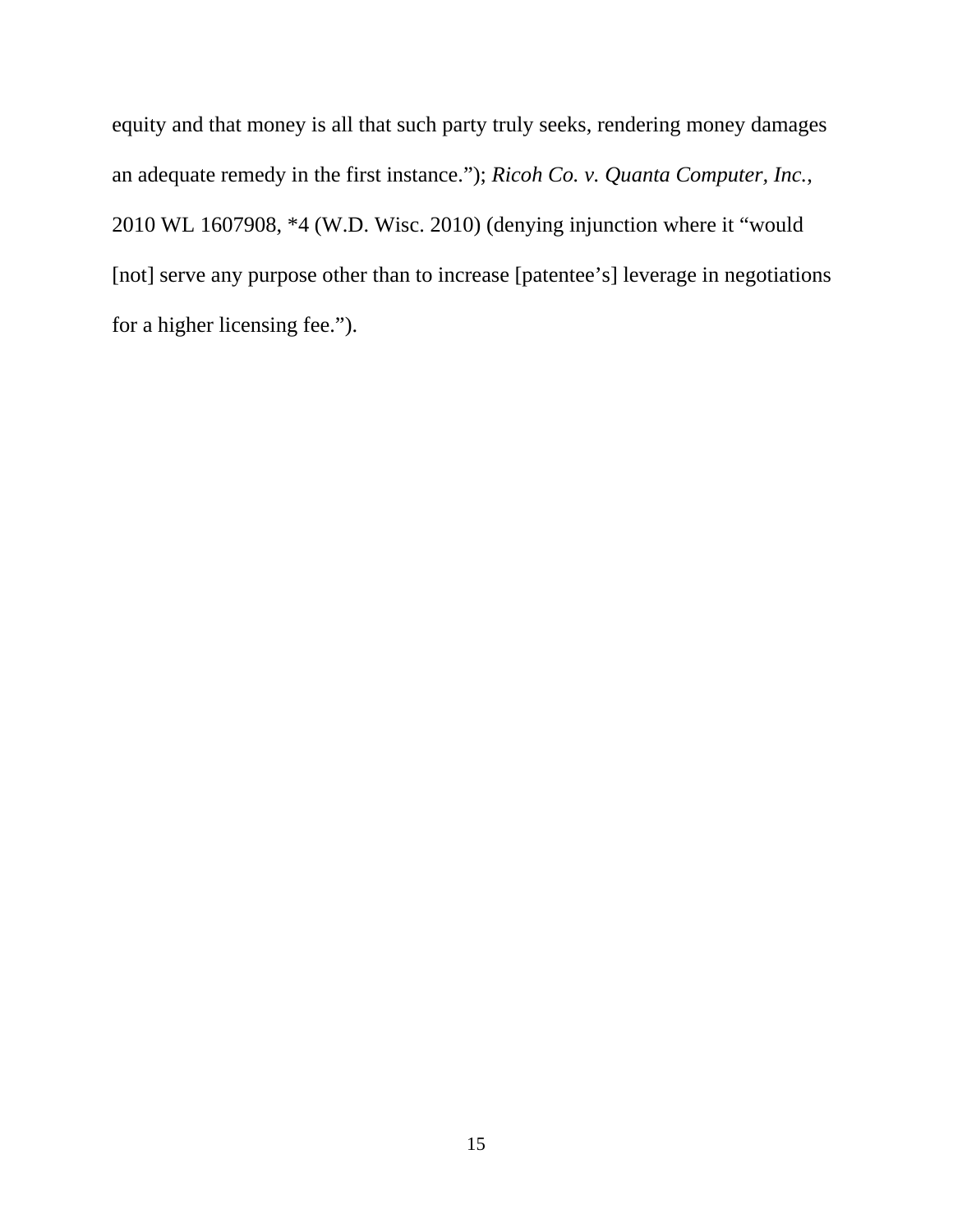equity and that money is all that such party truly seeks, rendering money damages an adequate remedy in the first instance."); *Ricoh Co. v. Quanta Computer, Inc.*, 2010 WL 1607908, *4 (W.D. Wisc. 2010) (denying injunction where it "would [not] serve any purpose other than to increase [patentee's] leverage in negotiations for a higher licensing fee.").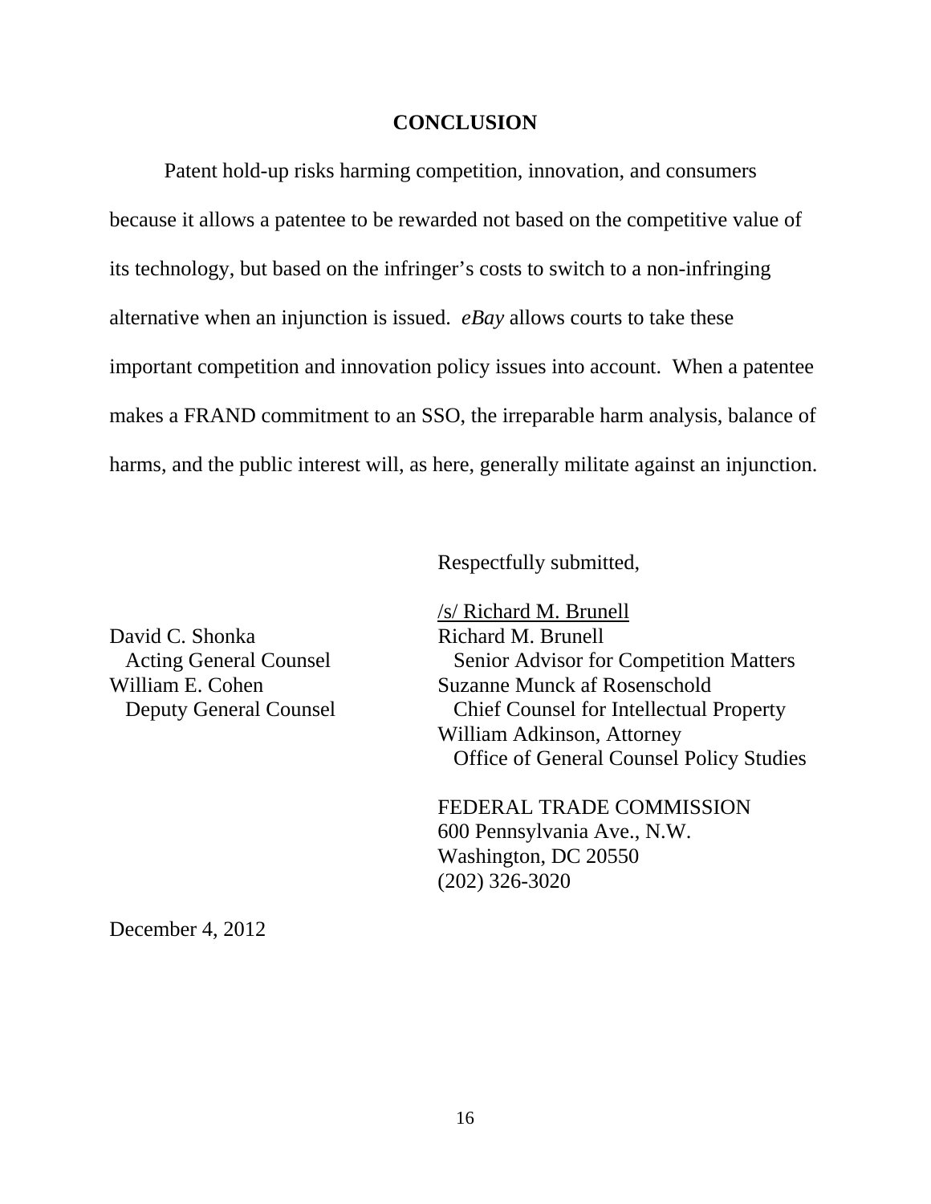## CONCLUSION

Patent hold-up risks harming competition, innovation, and consumers because it allows a patentee to be rewarded not based on the competitive value of its technology, but based on the infringer's costs to switch to a non-infringing alternative when an injunction is issued. *eBay* allows courts to take these important competition and innovation policy issues into account. When a patentee makes a FRAND commitment to an SSO, the irreparable harm analysis, balance of harms, and the public interest will, as here, generally militate against an injunction.

Respectfully submitted,

/s/ Richard M. Brunell
Richard M. Brunell
Senior Advisor for Competition Matters
Suzanne Munck af Rosenschold
Chief Counsel for Intellectual Property
William Adkinson, Attorney
Office of General Counsel Policy Studies

FEDERAL TRADE COMMISSION
600 Pennsylvania Ave., N.W.
Washington, DC 20550
(202) 326-3020

David C. Shonka
Acting General Counsel
William E. Cohen
Deputy General Counsel

December 4, 2012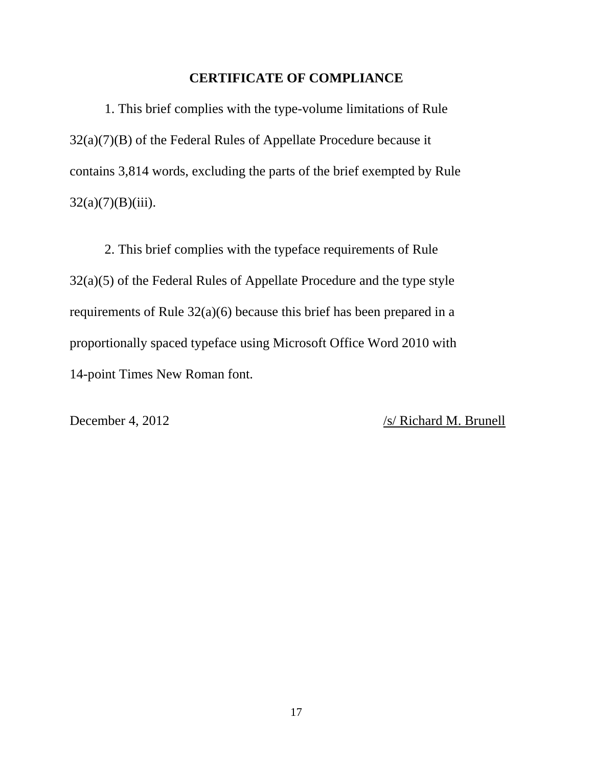## CERTIFICATE OF COMPLIANCE

1. This brief complies with the type-volume limitations of Rule 32(a)(7)(B) of the Federal Rules of Appellate Procedure because it contains 3,814 words, excluding the parts of the brief exempted by Rule 32(a)(7)(B)(iii).

2. This brief complies with the typeface requirements of Rule 32(a)(5) of the Federal Rules of Appellate Procedure and the type style requirements of Rule 32(a)(6) because this brief has been prepared in a proportionally spaced typeface using Microsoft Office Word 2010 with 14-point Times New Roman font.

December 4, 2012 /s/ Richard M. Brunell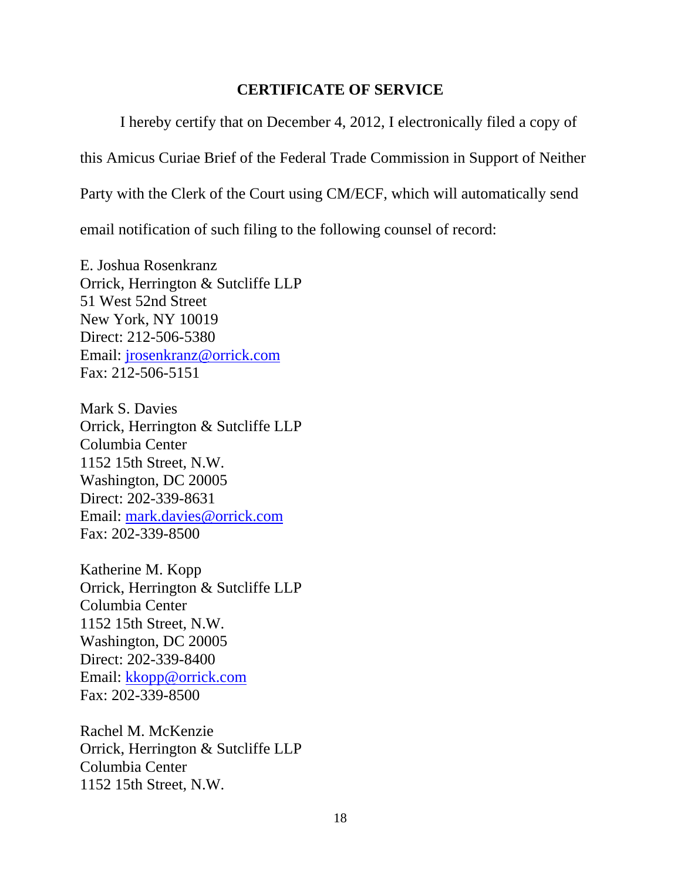## CERTIFICATE OF SERVICE

I hereby certify that on December 4, 2012, I electronically filed a copy of this Amicus Curiae Brief of the Federal Trade Commission in Support of Neither Party with the Clerk of the Court using CM/ECF, which will automatically send email notification of such filing to the following counsel of record:

E. Joshua Rosenkranz
Orrick, Herrington & Sutcliffe LLP
51 West 52nd Street
New York, NY 10019
Direct: 212-506-5380
Email: jrosenkranz@orrick.com
Fax: 212-506-5151

Mark S. Davies
Orrick, Herrington & Sutcliffe LLP
Columbia Center
1152 15th Street, N.W.
Washington, DC 20005
Direct: 202-339-8631
Email: mark.davies@orrick.com
Fax: 202-339-8500

Katherine M. Kopp
Orrick, Herrington & Sutcliffe LLP
Columbia Center
1152 15th Street, N.W.
Washington, DC 20005
Direct: 202-339-8400
Email: kkopp@orrick.com
Fax: 202-339-8500

Rachel M. McKenzie
Orrick, Herrington & Sutcliffe LLP
Columbia Center
1152 15th Street, N.W.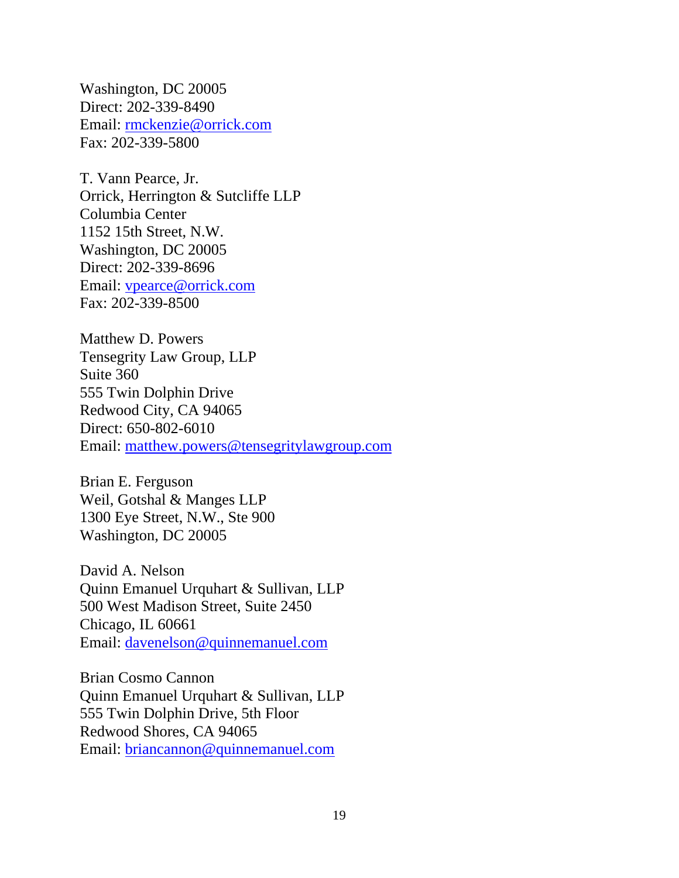Washington, DC 20005
Direct: 202-339-8490
Email: rmckenzie@orrick.com
Fax: 202-339-5800

T. Vann Pearce, Jr.
Orrick, Herrington & Sutcliffe LLP
Columbia Center
1152 15th Street, N.W.
Washington, DC 20005
Direct: 202-339-8696
Email: vpearce@orrick.com
Fax: 202-339-8500

Matthew D. Powers
Tensegrity Law Group, LLP
Suite 360
555 Twin Dolphin Drive
Redwood City, CA 94065
Direct: 650-802-6010
Email: matthew.powers@tensegritylawgroup.com

Brian E. Ferguson
Weil, Gotshal & Manges LLP
1300 Eye Street, N.W., Ste 900
Washington, DC 20005

David A. Nelson
Quinn Emanuel Urquhart & Sullivan, LLP
500 West Madison Street, Suite 2450
Chicago, IL 60661
Email: davenelson@quinnemanuel.com

Brian Cosmo Cannon
Quinn Emanuel Urquhart & Sullivan, LLP
555 Twin Dolphin Drive, 5th Floor
Redwood Shores, CA 94065
Email: briancannon@quinnemanuel.com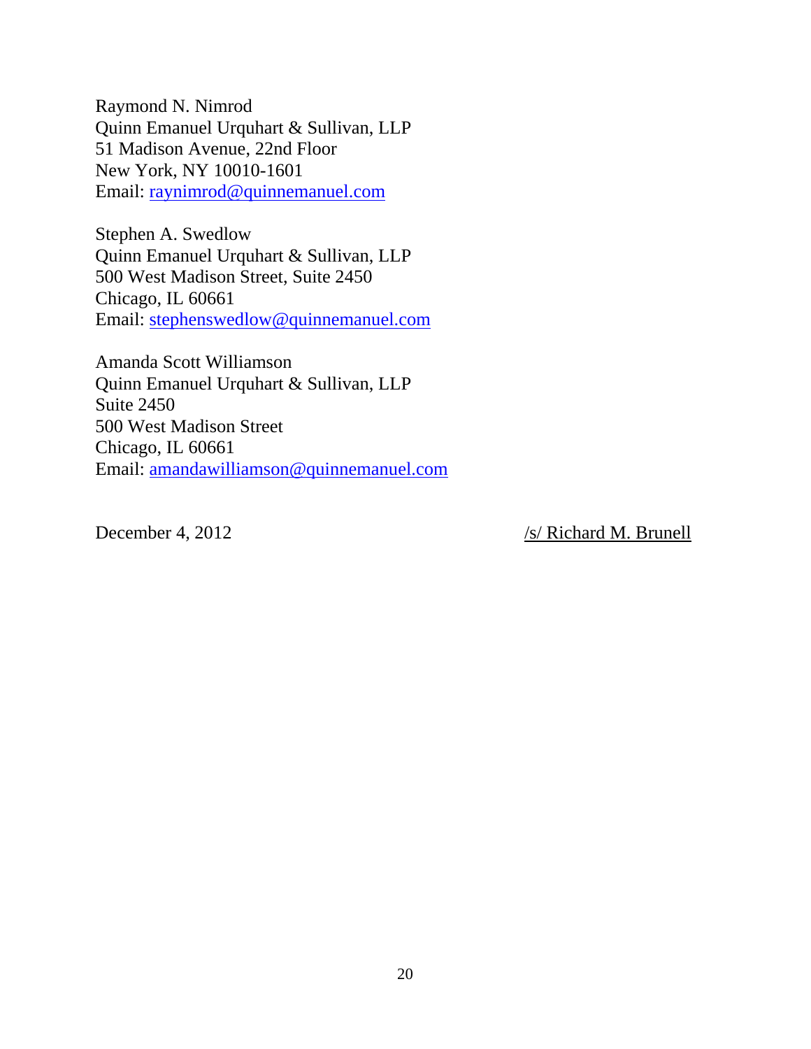Raymond N. Nimrod
Quinn Emanuel Urquhart & Sullivan, LLP
51 Madison Avenue, 22nd Floor
New York, NY 10010-1601
Email: raynimrod@quinnemanuel.com

Stephen A. Swedlow
Quinn Emanuel Urquhart & Sullivan, LLP
500 West Madison Street, Suite 2450
Chicago, IL 60661
Email: stephenswedlow@quinnemanuel.com

Amanda Scott Williamson
Quinn Emanuel Urquhart & Sullivan, LLP
Suite 2450
500 West Madison Street
Chicago, IL 60661
Email: amandawilliamson@quinnemanuel.com

December 4, 2012 /s/ Richard M. Brunell